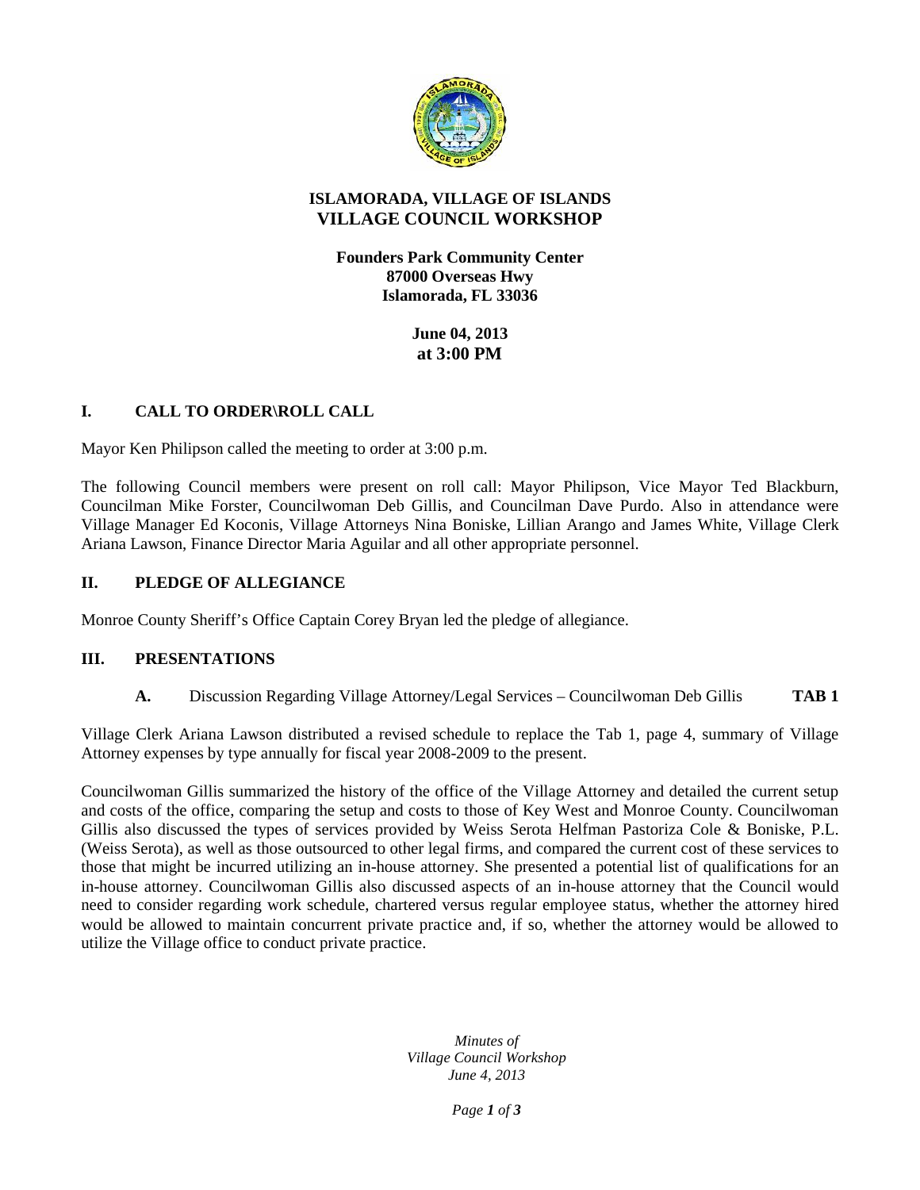# ISLAMORADA, VILLAGE OF ISLANDS
## VILLAGE COUNCIL WORKSHOP

**Founders Park Community Center**
**87000 Overseas Hwy**
**Islamorada, FL 33036**

**June 04, 2013**
**at 3:00 PM**

### I. CALL TO ORDER\ROLL CALL

Mayor Ken Philipson called the meeting to order at 3:00 p.m.

The following Council members were present on roll call: Mayor Philipson, Vice Mayor Ted Blackburn, Councilman Mike Forster, Councilwoman Deb Gillis, and Councilman Dave Purdo. Also in attendance were Village Manager Ed Koconis, Village Attorneys Nina Boniske, Lillian Arango and James White, Village Clerk Ariana Lawson, Finance Director Maria Aguilar and all other appropriate personnel.

### II. PLEDGE OF ALLEGIANCE

Monroe County Sheriff's Office Captain Corey Bryan led the pledge of allegiance.

### III. PRESENTATIONS

**A.** Discussion Regarding Village Attorney/Legal Services – Councilwoman Deb Gillis **TAB 1**

Village Clerk Ariana Lawson distributed a revised schedule to replace the Tab 1, page 4, summary of Village Attorney expenses by type annually for fiscal year 2008-2009 to the present.

Councilwoman Gillis summarized the history of the office of the Village Attorney and detailed the current setup and costs of the office, comparing the setup and costs to those of Key West and Monroe County. Councilwoman Gillis also discussed the types of services provided by Weiss Serota Helfman Pastoriza Cole & Boniske, P.L. (Weiss Serota), as well as those outsourced to other legal firms, and compared the current cost of these services to those that might be incurred utilizing an in-house attorney. She presented a potential list of qualifications for an in-house attorney. Councilwoman Gillis also discussed aspects of an in-house attorney that the Council would need to consider regarding work schedule, chartered versus regular employee status, whether the attorney hired would be allowed to maintain concurrent private practice and, if so, whether the attorney would be allowed to utilize the Village office to conduct private practice.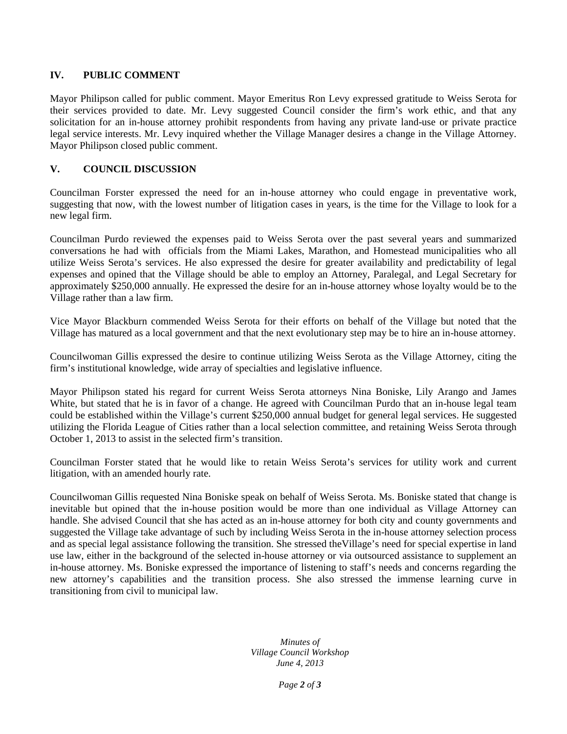## IV. PUBLIC COMMENT

Mayor Philipson called for public comment. Mayor Emeritus Ron Levy expressed gratitude to Weiss Serota for their services provided to date. Mr. Levy suggested Council consider the firm's work ethic, and that any solicitation for an in-house attorney prohibit respondents from having any private land-use or private practice legal service interests. Mr. Levy inquired whether the Village Manager desires a change in the Village Attorney. Mayor Philipson closed public comment.

## V. COUNCIL DISCUSSION

Councilman Forster expressed the need for an in-house attorney who could engage in preventative work, suggesting that now, with the lowest number of litigation cases in years, is the time for the Village to look for a new legal firm.

Councilman Purdo reviewed the expenses paid to Weiss Serota over the past several years and summarized conversations he had with officials from the Miami Lakes, Marathon, and Homestead municipalities who all utilize Weiss Serota's services. He also expressed the desire for greater availability and predictability of legal expenses and opined that the Village should be able to employ an Attorney, Paralegal, and Legal Secretary for approximately $250,000 annually. He expressed the desire for an in-house attorney whose loyalty would be to the Village rather than a law firm.

Vice Mayor Blackburn commended Weiss Serota for their efforts on behalf of the Village but noted that the Village has matured as a local government and that the next evolutionary step may be to hire an in-house attorney.

Councilwoman Gillis expressed the desire to continue utilizing Weiss Serota as the Village Attorney, citing the firm's institutional knowledge, wide array of specialties and legislative influence.

Mayor Philipson stated his regard for current Weiss Serota attorneys Nina Boniske, Lily Arango and James White, but stated that he is in favor of a change. He agreed with Councilman Purdo that an in-house legal team could be established within the Village's current $250,000 annual budget for general legal services. He suggested utilizing the Florida League of Cities rather than a local selection committee, and retaining Weiss Serota through October 1, 2013 to assist in the selected firm's transition.

Councilman Forster stated that he would like to retain Weiss Serota's services for utility work and current litigation, with an amended hourly rate.

Councilwoman Gillis requested Nina Boniske speak on behalf of Weiss Serota. Ms. Boniske stated that change is inevitable but opined that the in-house position would be more than one individual as Village Attorney can handle. She advised Council that she has acted as an in-house attorney for both city and county governments and suggested the Village take advantage of such by including Weiss Serota in the in-house attorney selection process and as special legal assistance following the transition. She stressed theVillage's need for special expertise in land use law, either in the background of the selected in-house attorney or via outsourced assistance to supplement an in-house attorney. Ms. Boniske expressed the importance of listening to staff's needs and concerns regarding the new attorney's capabilities and the transition process. She also stressed the immense learning curve in transitioning from civil to municipal law.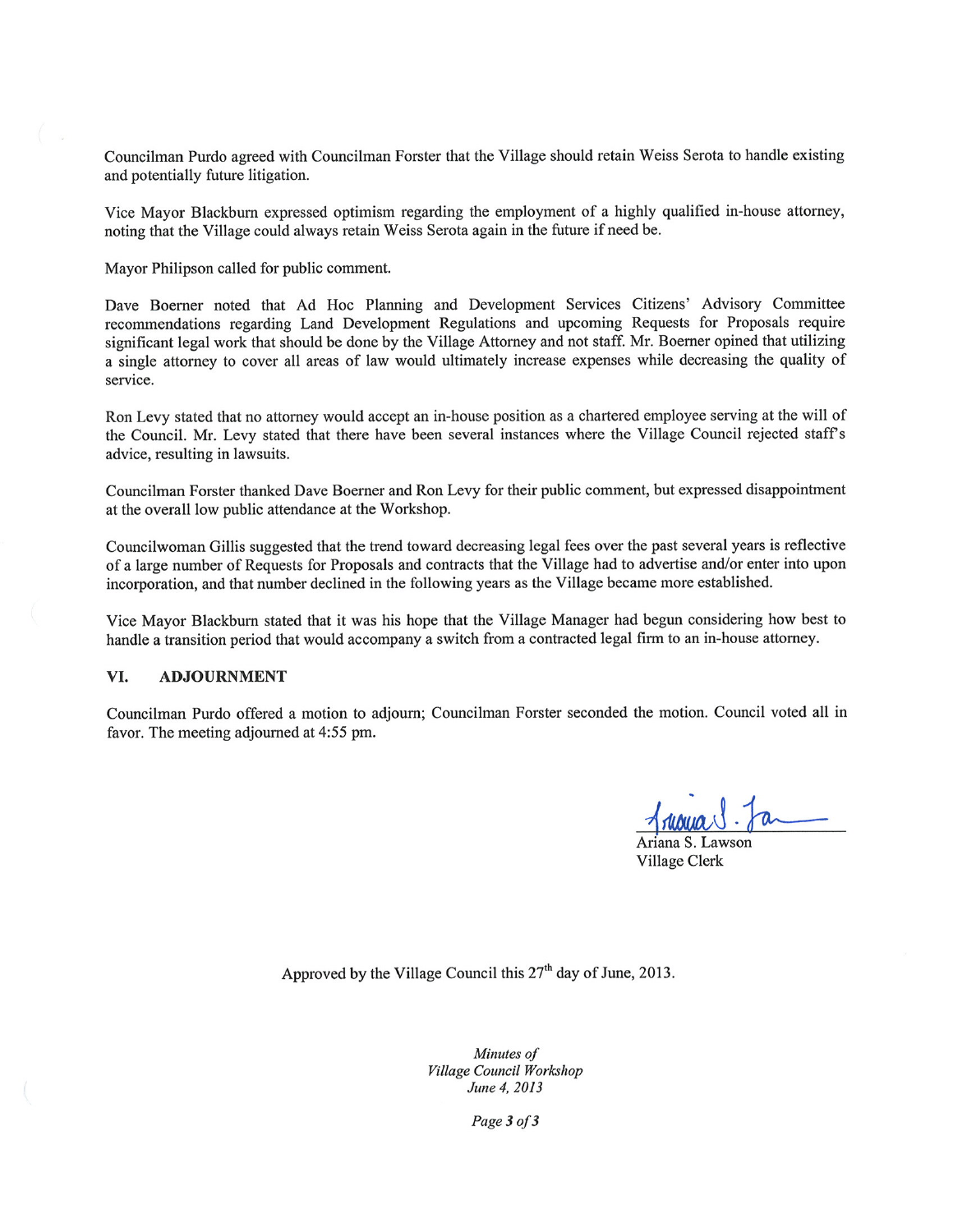Councilman Purdo agreed with Councilman Forster that the Village should retain Weiss Serota to handle existing and potentially future litigation.

Vice Mayor Blackburn expressed optimism regarding the employment of a highly qualified in-house attorney, noting that the Village could always retain Weiss Serota again in the future if need be.

Mayor Philipson called for public comment.

Dave Boerner noted that Ad Hoc Planning and Development Services Citizens' Advisory Committee recommendations regarding Land Development Regulations and upcoming Requests for Proposals require significant legal work that should be done by the Village Attorney and not staff. Mr. Boerner opined that utilizing a single attorney to cover all areas of law would ultimately increase expenses while decreasing the quality of service.

Ron Levy stated that no attorney would accept an in-house position as a chartered employee serving at the will of the Council. Mr. Levy stated that there have been several instances where the Village Council rejected staff's advice, resulting in lawsuits.

Councilman Forster thanked Dave Boerner and Ron Levy for their public comment, but expressed disappointment at the overall low public attendance at the Workshop.

Councilwoman Gillis suggested that the trend toward decreasing legal fees over the past several years is reflective of a large number of Requests for Proposals and contracts that the Village had to advertise and/or enter into upon incorporation, and that number declined in the following years as the Village became more established.

Vice Mayor Blackburn stated that it was his hope that the Village Manager had begun considering how best to handle a transition period that would accompany a switch from a contracted legal firm to an in-house attorney.

## VI. ADJOURNMENT

Councilman Purdo offered a motion to adjourn; Councilman Forster seconded the motion. Council voted all in favor. The meeting adjourned at 4:55 pm.

Ariana S. Lawson
Village Clerk

Approved by the Village Council this 27th day of June, 2013.

*Minutes of*
*Village Council Workshop*
*June 4, 2013*